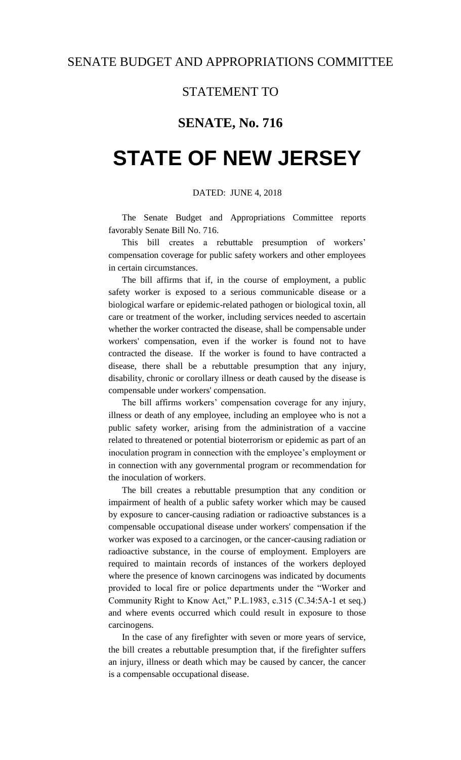# SENATE BUDGET AND APPROPRIATIONS COMMITTEE

## STATEMENT TO

## SENATE, No. 716

# STATE OF NEW JERSEY

DATED: JUNE 4, 2018

The Senate Budget and Appropriations Committee reports favorably Senate Bill No. 716.

This bill creates a rebuttable presumption of workers' compensation coverage for public safety workers and other employees in certain circumstances.

The bill affirms that if, in the course of employment, a public safety worker is exposed to a serious communicable disease or a biological warfare or epidemic-related pathogen or biological toxin, all care or treatment of the worker, including services needed to ascertain whether the worker contracted the disease, shall be compensable under workers' compensation, even if the worker is found not to have contracted the disease. If the worker is found to have contracted a disease, there shall be a rebuttable presumption that any injury, disability, chronic or corollary illness or death caused by the disease is compensable under workers' compensation.

The bill affirms workers' compensation coverage for any injury, illness or death of any employee, including an employee who is not a public safety worker, arising from the administration of a vaccine related to threatened or potential bioterrorism or epidemic as part of an inoculation program in connection with the employee's employment or in connection with any governmental program or recommendation for the inoculation of workers.

The bill creates a rebuttable presumption that any condition or impairment of health of a public safety worker which may be caused by exposure to cancer-causing radiation or radioactive substances is a compensable occupational disease under workers' compensation if the worker was exposed to a carcinogen, or the cancer-causing radiation or radioactive substance, in the course of employment. Employers are required to maintain records of instances of the workers deployed where the presence of known carcinogens was indicated by documents provided to local fire or police departments under the "Worker and Community Right to Know Act," P.L.1983, c.315 (C.34:5A-1 et seq.) and where events occurred which could result in exposure to those carcinogens.

In the case of any firefighter with seven or more years of service, the bill creates a rebuttable presumption that, if the firefighter suffers an injury, illness or death which may be caused by cancer, the cancer is a compensable occupational disease.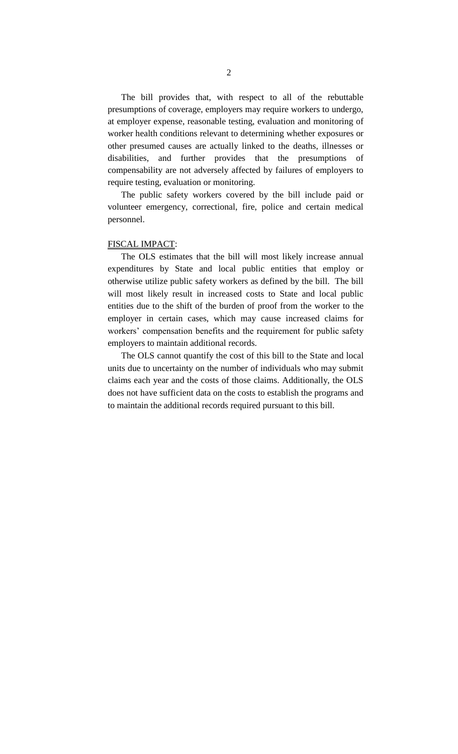The bill provides that, with respect to all of the rebuttable presumptions of coverage, employers may require workers to undergo, at employer expense, reasonable testing, evaluation and monitoring of worker health conditions relevant to determining whether exposures or other presumed causes are actually linked to the deaths, illnesses or disabilities, and further provides that the presumptions of compensability are not adversely affected by failures of employers to require testing, evaluation or monitoring.

The public safety workers covered by the bill include paid or volunteer emergency, correctional, fire, police and certain medical personnel.

FISCAL IMPACT:

The OLS estimates that the bill will most likely increase annual expenditures by State and local public entities that employ or otherwise utilize public safety workers as defined by the bill. The bill will most likely result in increased costs to State and local public entities due to the shift of the burden of proof from the worker to the employer in certain cases, which may cause increased claims for workers' compensation benefits and the requirement for public safety employers to maintain additional records.

The OLS cannot quantify the cost of this bill to the State and local units due to uncertainty on the number of individuals who may submit claims each year and the costs of those claims. Additionally, the OLS does not have sufficient data on the costs to establish the programs and to maintain the additional records required pursuant to this bill.